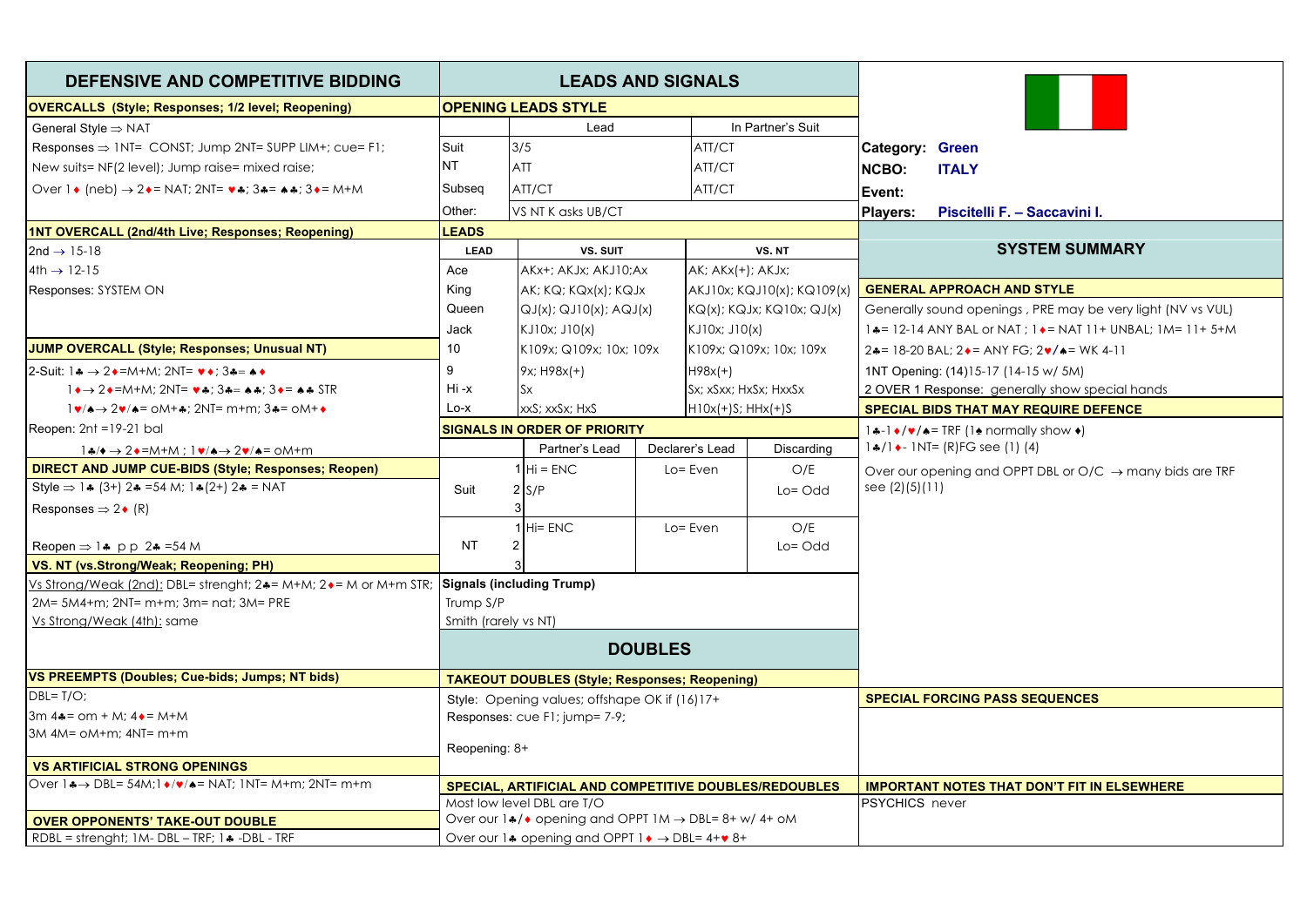## DEFENSIVE AND COMPETITIVE BIDDING

### OVERCALLS (Style; Responses; 1/2 level; Reopening)

General Style ⇒ NAT

Responses ⇒ 1NT= CONST; Jump 2NT= SUPP LIM+; cue= F1;

New suits= NF(2 level); Jump raise= mixed raise;

Over 1♦ (neb) → 2♦= NAT; 2NT= ♥♣; 3♣= ♠♣; 3♦= M+M

### 1NT OVERCALL (2nd/4th Live; Responses; Reopening)

2nd → 15-18

4th → 12-15

Responses: SYSTEM ON

### JUMP OVERCALL (Style; Responses; Unusual NT)

2-Suit: 1♣ → 2♦=M+M; 2NT= ♥♦; 3♣= ♠♦

1♦ → 2♦=M+M; 2NT= ♥♣; 3♣= ♠♣; 3♦= ♠♣ STR

1♥/♠ → 2♥/♠= oM+♣; 2NT= m+m; 3♣= oM+♦

Reopen: 2nt =19-21 bal

1♣/♦ → 2♦=M+M ; 1♥/♠ → 2♥/♠= oM+m

### DIRECT AND JUMP CUE-BIDS (Style; Responses; Reopen)

Style ⇒ 1♣ (3+) 2♣ =54 M; 1♣(2+) 2♣ = NAT

Responses ⇒ 2♦ (R)

Reopen ⇒ 1♣ p p 2♣ =54 M

### VS. NT (vs.Strong/Weak; Reopening; PH)

Vs Strong/Weak (2nd): DBL= strenght; 2♣= M+M; 2♦= M or M+m STR;

2M= 5M4+m; 2NT= m+m; 3m= nat; 3M= PRE

Vs Strong/Weak (4th): same

### VS PREEMPTS (Doubles; Cue-bids; Jumps; NT bids)

DBL= T/O;

3m 4♣= om + M; 4♦= M+M

3M 4M= oM+m; 4NT= m+m

### VS ARTIFICIAL STRONG OPENINGS

Over 1♣→ DBL= 54M;1♦/♥/♠= NAT; 1NT= M+m; 2NT= m+m

### OVER OPPONENTS' TAKE-OUT DOUBLE

RDBL = strenght; 1M- DBL – TRF; 1♣ -DBL - TRF

## LEADS AND SIGNALS

### OPENING LEADS STYLE

| | Lead | In Partner's Suit |
|---|---|---|
| Suit | 3/5 | ATT/CT |
| NT | ATT | ATT/CT |
| Subseq | ATT/CT | ATT/CT |
| Other: | VS NT K asks UB/CT | |

### LEADS

| LEAD | VS. SUIT | VS. NT |
|---|---|---|
| Ace | AKx+; AKJx; AKJ10;Ax | AK; AKx(+); AKJx; |
| King | AK; KQ; KQx(x); KQJx | AKJ10x; KQJ10(x); KQ109(x) |
| Queen | QJ(x); QJ10(x); AQJ(x) | KQ(x); KQJx; KQ10x; QJ(x) |
| Jack | KJ10x; J10(x) | KJ10x; J10(x) |
| 10 | K109x; Q109x; 10x; 109x | K109x; Q109x; 10x; 109x |
| 9 | 9x; H98x(+) | H98x(+) |
| Hi -x | Sx | Sx; xSxx; HxSx; HxxSx |
| Lo-x | xxS; xxSx; HxS | H10x(+)S; HHx(+)S |

### SIGNALS IN ORDER OF PRIORITY

| | | Partner's Lead | Declarer's Lead | Discarding |
|---|---|---|---|---|
| Suit | 1 | Hi = ENC | Lo= Even | O/E |
| | 2 | S/P | | Lo= Odd |
| | 3 | | | |
| NT | 1 | Hi= ENC | Lo= Even | O/E |
| | 2 | | | Lo= Odd |
| | 3 | | | |

**Signals (including Trump)**

Trump S/P

Smith (rarely vs NT)

## DOUBLES

### TAKEOUT DOUBLES (Style; Responses; Reopening)

Style: Opening values; offshape OK if (16)17+

Responses: cue F1; jump= 7-9;

Reopening: 8+

### SPECIAL, ARTIFICIAL AND COMPETITIVE DOUBLES/REDOUBLES

Most low level DBL are T/O

Over our 1♣/♦ opening and OPPT 1M → DBL= 8+ w/ 4+ oM

Over our 1♣ opening and OPPT 1♦ → DBL= 4+♥ 8+

---

**Category:** Green

**NCBO:** ITALY

**Event:**

**Players:** Piscitelli F. – Saccavini I.

## SYSTEM SUMMARY

### GENERAL APPROACH AND STYLE

Generally sound openings , PRE may be very light (NV vs VUL)

1♣= 12-14 ANY BAL or NAT ; 1♦= NAT 11+ UNBAL; 1M= 11+ 5+M

2♣= 18-20 BAL; 2♦= ANY FG; 2♥/♠= WK 4-11

1NT Opening: (14)15-17 (14-15 w/ 5M)

2 OVER 1 Response: generally show special hands

### SPECIAL BIDS THAT MAY REQUIRE DEFENCE

1♣-1♦/♥/♠= TRF (1♠ normally show ♦)

1♣/1♦- 1NT= (R)FG see (1) (4)

Over our opening and OPPT DBL or O/C → many bids are TRF see (2)(5)(11)

### SPECIAL FORCING PASS SEQUENCES

### IMPORTANT NOTES THAT DON'T FIT IN ELSEWHERE

PSYCHICS never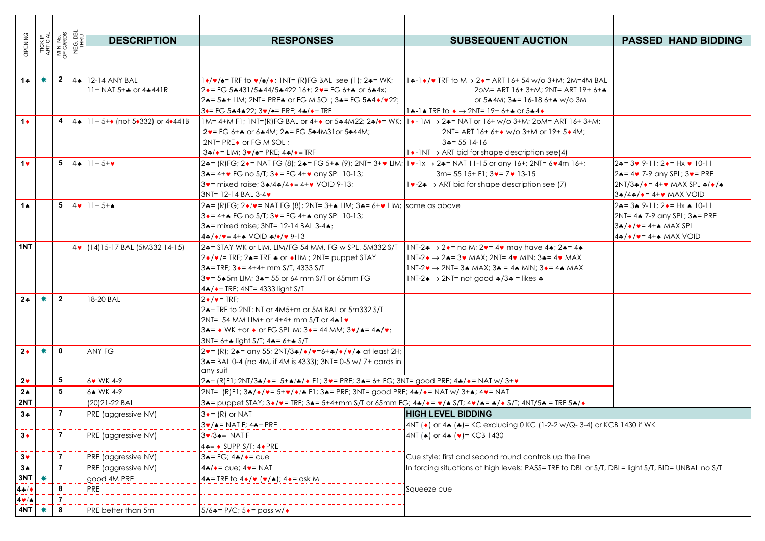| OPENING | TICK IF ARTIFICIAL | MIN. No. OF CARDS | NEG. DBL THRU | DESCRIPTION | RESPONSES | SUBSEQUENT AUCTION | PASSED HAND BIDDING |
|---|---|---|---|---|---|---|---|
| 1♣ | ✱ | 2 | 4♠ | 12-14 ANY BAL<br>11+ NAT 5+♣ or 4♣441R | 1♦/♥/♠= TRF to ♥/♠/♦; 1NT= (R)FG BAL see (1); 2♣= WK;<br>2♦= FG 5♣431/5♣44/5♣422 16+; 2♥= FG 6+♣ or 6♣4x;<br>2♠= 5♣+ LIM; 2NT= PRE♣ or FG M SOL; 3♣= FG 5♣4♦/♥22;<br>3♦= FG 5♣4♠22; 3♥/♠= PRE; 4♣/♦= TRF | 1♣-1♦/♥ TRF to M→ 2♦= ART 16+ 54 w/o 3+M; 2M=4M BAL<br>2oM= ART 16+ 3+M; 2NT= ART 19+ 6+♣<br>or 5♣4M; 3♣= 16-18 6+♣ w/o 3M<br>1♣-1♠ TRF to ♦ → 2NT= 19+ 6+♣ or 5♣4♦ | |
| 1♦ | | 4 | 4♠ | 11+ 5+♦ (not 5♦332) or 4♦441B | 1M= 4+M F1; 1NT=(R)FG BAL or 4+♦ or 5♣4M22; 2♣/♦= WK;<br>2♥= FG 6+♣ or 6♣4M; 2♠= FG 5♣4M31or 5♣44M;<br>2NT= PRE♦ or FG M SOL ;<br>3♣/♦= LIM; 3♥/♠= PRE; 4♣/♦= TRF | 1♦- 1M → 2♣= NAT or 16+ w/o 3+M; 2oM= ART 16+ 3+M;<br>2NT= ART 16+ 6+♦ w/o 3+M or 19+ 5♦4M;<br>3♣= 55 14-16<br>1♦-1NT → ART bid for shape description see(4) | |
| 1♥ | | 5 | 4♠ | 11+ 5+♥ | 2♣= (R)FG; 2♦= NAT FG (8); 2♠= FG 5+♠ (9); 2NT= 3+♥ LIM;<br>3♣= 4+♥ FG no S/T; 3♦= FG 4+♥ any SPL 10-13;<br>3♥= mixed raise; 3♠/4♣/4♦= 4+♥ VOID 9-13;<br>3NT= 12-14 BAL 3-4♥ | 1♥-1x → 2♣= NAT 11-15 or any 16+; 2NT= 6♥4m 16+;<br>3m= 55 15+ F1; 3♥= 7♥ 13-15<br>1♥-2♣ → ART bid for shape description see (7) | 2♣= 3♥ 9-11; 2♦= Hx ♥ 10-11<br>2♠= 4♥ 7-9 any SPL; 3♥= PRE<br>2NT/3♣/♦= 4+♥ MAX SPL ♣/♦/♠<br>3♠/4♣/♦= 4+♥ MAX VOID |
| 1♠ | | 5 | 4♥ | 11+ 5+♠ | 2♣= (R)FG; 2♦/♥= NAT FG (8); 2NT= 3+♠ LIM; 3♣= 6+♥ LIM;<br>3♦= 4+♠ FG no S/T; 3♥= FG 4+♠ any SPL 10-13;<br>3♠= mixed raise; 3NT= 12-14 BAL 3-4♠;<br>4♣/♦/♥= 4+♠ VOID ♣/♦/♥ 9-13 | same as above | 2♣= 3♠ 9-11; 2♦= Hx ♠ 10-11<br>2NT= 4♠ 7-9 any SPL; 3♠= PRE<br>3♣/♦/♥= 4+♠ MAX SPL<br>4♣/♦/♥= 4+♠ MAX VOID |
| 1NT | | | 4♥ | (14)15-17 BAL (5M332 14-15) | 2♣= STAY WK or LIM, LIM/FG 54 MM, FG w SPL, 5M332 S/T<br>2♦/♥/= TRF; 2♠= TRF ♣ or ♦LIM ; 2NT= puppet STAY<br>3♣= TRF; 3♦= 4+4+ mm S/T, 4333 S/T<br>3♥= 5♠5m LIM; 3♠= 55 or 64 mm S/T or 65mm FG<br>4♣/♦= TRF; 4NT= 4333 light S/T | 1NT-2♣ → 2♦= no M; 2♥= 4♥ may have 4♠; 2♠= 4♠<br>1NT-2♦ → 2♠= 3♥ MAX; 2NT= 4♥ MIN; 3♣= 4♥ MAX<br>1NT-2♥ → 2NT= 3♠ MAX; 3♣ = 4♠ MIN; 3♦= 4♠ MAX<br>1NT-2♠ → 2NT= not good ♣/3♣ = likes ♣ | |
| 2♣ | ✱ | 2 | | 18-20 BAL | 2♦/♥= TRF;<br>2♠= TRF to 2NT: NT or 4M5+m or 5M BAL or 5m332 S/T<br>2NT= 54 MM LIM+ or 4+4+ mm S/T or 4♠1♥<br>3♣= ♦ WK +or ♦ or FG SPL M; 3♦= 44 MM; 3♥/♠= 4♠/♥;<br>3NT= 6+♣ light S/T; 4♣= 6+♣ S/T | | |
| 2♦ | ✱ | 0 | | ANY FG | 2♥= (R); 2♠= any 55; 2NT/3♣/♦/♥/♠=6+♣/♦/♥/♠ at least 2H;<br>3♠= BAL 0-4 (no 4M, if 4M is 4333); 3NT= 0-5 w/ 7+ cards in any suit | | |
| 2♥ | | 5 | | 6♥ WK 4-9 | 2♠= (R)F1; 2NT/3♣/♦= 5+♠/♣/♦ F1; 3♥= PRE; 3♠= 6+ FG; 3NT= good PRE; 4♣/♦= NAT w/ 3+♥ | | |
| 2♠ | | 5 | | 6♠ WK 4-9 | 2NT= (R)F1; 3♣/♦/♥= 5+♥/♦/♣ F1; 3♠= PRE; 3NT= good PRE; 4♣/♦= NAT w/ 3+♠; 4♥= NAT | | |
| 2NT | | | | (20)21-22 BAL | 3♣= puppet STAY; 3♦/♥= TRF; 3♠= 5+4+mm S/T or 65mm FG; 4♣/♦= ♥/♠ S/T; 4♥/♠= ♣/♦ S/T; 4NT/5♣ = TRF 5♣/♦ | | |
| 3♣ | | 7 | | PRE (aggressive NV) | 3♦= (R) or NAT<br>3♥/♠= NAT F; 4♣= PRE | **HIGH LEVEL BIDDING**<br>4NT (♦) or 4♠ (♣)= KC excluding 0 KC (1-2-2 w/Q- 3-4) or KCB 1430 if WK | |
| 3♦ | | 7 | | PRE (aggressive NV) | 3♥/3♠= NAT F<br>4♣= ♦ SUPP S/T; 4♦PRE | 4NT (♠) or 4♠ (♥)= KCB 1430 | |
| 3♥ | | 7 | | PRE (aggressive NV) | 3♠= FG; 4♣/♦= cue | Cue style: first and second round controls up the line | |
| 3♠ | | 7 | | PRE (aggressive NV) | 4♣/♦= cue; 4♥= NAT | In forcing situations at high levels: PASS= TRF to DBL or S/T, DBL= light S/T, BID= UNBAL no S/T | |
| 3NT | ✱ | | | good 4M PRE | 4♣= TRF to 4♦/♥ (♥/♠); 4♦= ask M | | |
| 4♣/♦ | | 8 | | PRE | | Squeeze cue | |
| 4♥/♠ | | 7 | | | | | |
| 4NT | ✱ | 8 | | PRE better than 5m | 5/6♣= P/C; 5♦= pass w/♦ | | |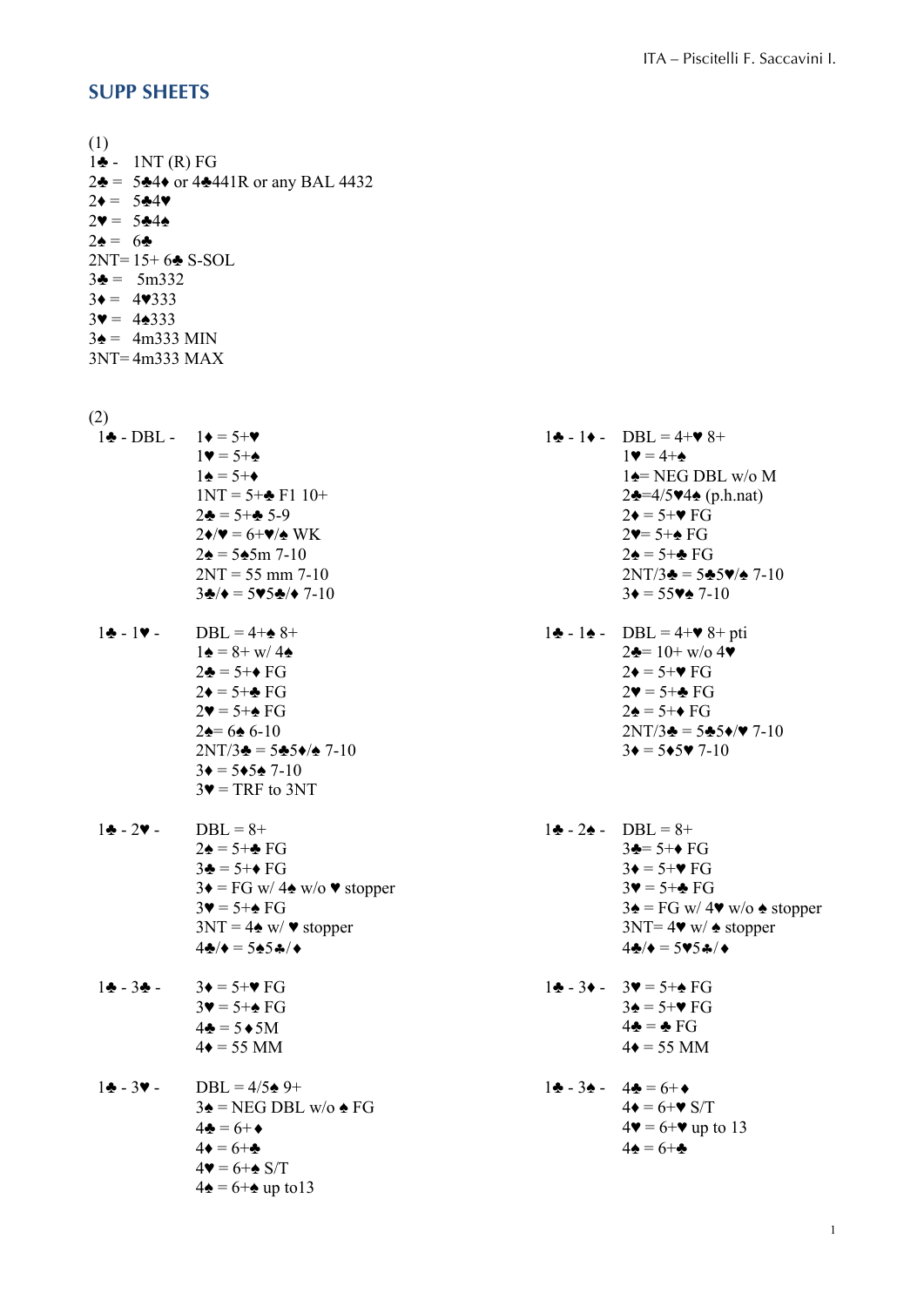## SUPP SHEETS

(1)

1♣ - 1NT (R) FG

2♣ = 5♣4♦ or 4♣441R or any BAL 4432

2♦ = 5♣4♥

2♥ = 5♣4♠

2♠ = 6♣

2NT= 15+ 6♣ S-SOL

3♣ = 5m332

3♦ = 4♥333

3♥ = 4♠333

3♠ = 4m333 MIN

3NT= 4m333 MAX

(2)

1♣ - DBL -
- 1♦ = 5+♥
- 1♥ = 5+♠
- 1♠ = 5+♦
- 1NT = 5+♣ F1 10+
- 2♣ = 5+♣ 5-9
- 2♦/♥ = 6+♥/♠ WK
- 2♠ = 5♠5m 7-10
- 2NT = 55 mm 7-10
- 3♣/♦ = 5♥5♣/♦ 7-10

1♣ - 1♥ -
- DBL = 4+♠ 8+
- 1♠ = 8+ w/ 4♠
- 2♣ = 5+♦ FG
- 2♦ = 5+♣ FG
- 2♥ = 5+♠ FG
- 2♠= 6♠ 6-10
- 2NT/3♣ = 5♣5♦/♠ 7-10
- 3♦ = 5♦5♠ 7-10
- 3♥ = TRF to 3NT

1♣ - 2♥ -
- DBL = 8+
- 2♠ = 5+♣ FG
- 3♣ = 5+♦ FG
- 3♦ = FG w/ 4♠ w/o ♥ stopper
- 3♥ = 5+♠ FG
- 3NT = 4♠ w/ ♥ stopper
- 4♣/♦ = 5♠5♣/♦

1♣ - 3♣ -
- 3♦ = 5+♥ FG
- 3♥ = 5+♠ FG
- 4♣ = 5♦5M
- 4♦ = 55 MM

1♣ - 3♥ -
- DBL = 4/5♠ 9+
- 3♠ = NEG DBL w/o ♠ FG
- 4♣ = 6+♦
- 4♦ = 6+♣
- 4♥ = 6+♠ S/T
- 4♠ = 6+♠ up to13

1♣ - 1♦ -
- DBL = 4+♥ 8+
- 1♥ = 4+♠
- 1♠= NEG DBL w/o M
- 2♣=4/5♥4♠ (p.h.nat)
- 2♦ = 5+♥ FG
- 2♥= 5+♠ FG
- 2♠ = 5+♣ FG
- 2NT/3♣ = 5♣5♥/♠ 7-10
- 3♦ = 55♥♠ 7-10

1♣ - 1♠ -
- DBL = 4+♥ 8+ pti
- 2♣= 10+ w/o 4♥
- 2♦ = 5+♥ FG
- 2♥ = 5+♣ FG
- 2♠ = 5+♦ FG
- 2NT/3♣ = 5♣5♦/♥ 7-10
- 3♦ = 5♦5♥ 7-10

1♣ - 2♠ -
- DBL = 8+
- 3♣= 5+♦ FG
- 3♦ = 5+♥ FG
- 3♥ = 5+♣ FG
- 3♠ = FG w/ 4♥ w/o ♠ stopper
- 3NT= 4♥ w/ ♠ stopper
- 4♣/♦ = 5♥5♣/♦

1♣ - 3♦ -
- 3♥ = 5+♠ FG
- 3♠ = 5+♥ FG
- 4♣ = ♣ FG
- 4♦ = 55 MM

1♣ - 3♠ -
- 4♣ = 6+♦
- 4♦ = 6+♥ S/T
- 4♥ = 6+♥ up to 13
- 4♠ = 6+♣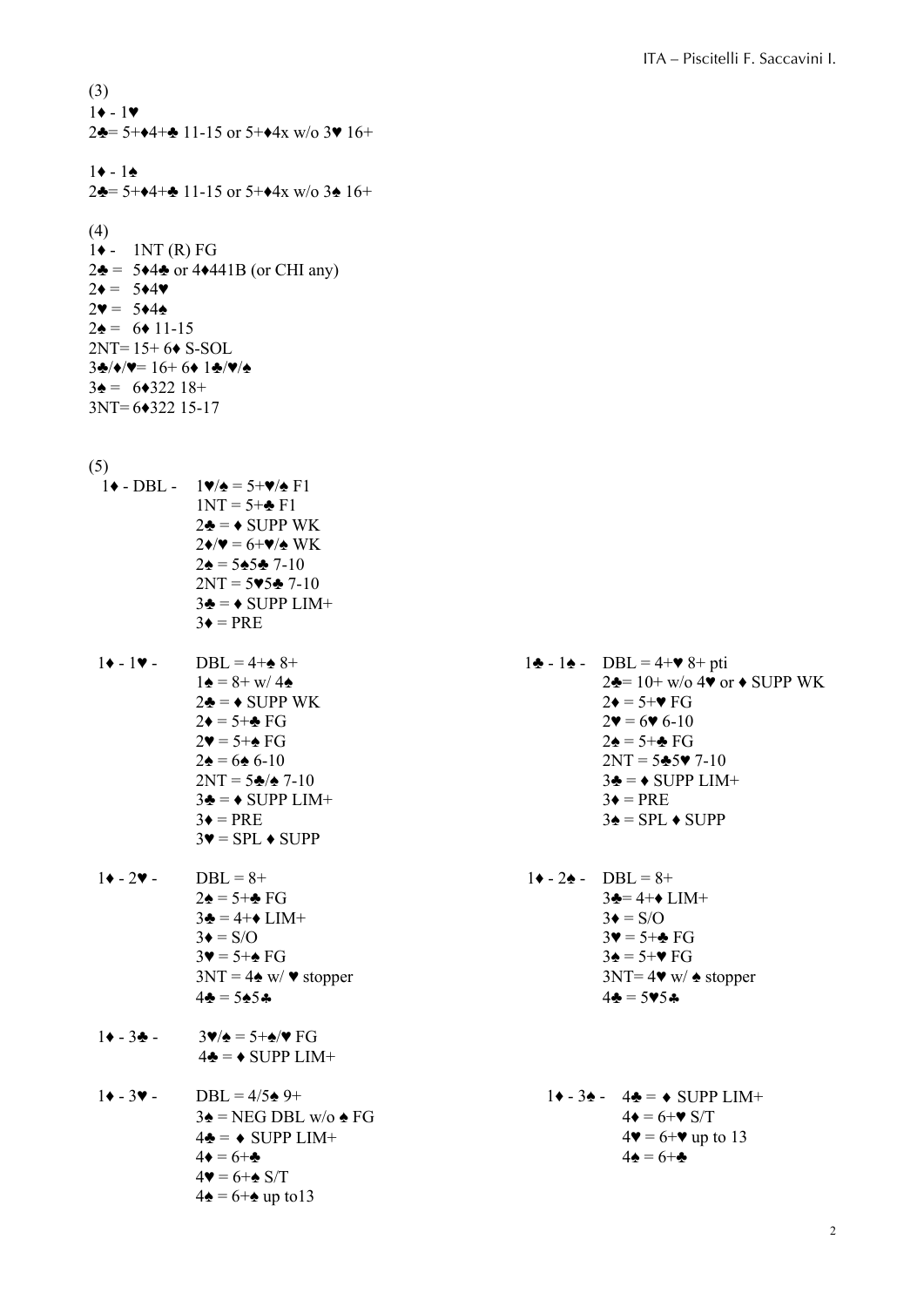(3)

1♦ - 1♥
2♣= 5+♦4+♣ 11-15 or 5+♦4x w/o 3♥ 16+

1♦ - 1♠
2♣= 5+♦4+♣ 11-15 or 5+♦4x w/o 3♠ 16+

(4)

1♦ - 1NT (R) FG
2♣ = 5♦4♣ or 4♦441B (or CHI any)
2♦ = 5♦4♥
2♥ = 5♦4♠
2♠ = 6♦ 11-15
2NT= 15+ 6♦ S-SOL
3♣/♦/♥= 16+ 6♦ 1♣/♥/♠
3♠ = 6♦322 18+
3NT= 6♦322 15-17

(5)

1♦ - DBL -
- 1♥/♠ = 5+♥/♠ F1
- 1NT = 5+♣ F1
- 2♣ = ♦ SUPP WK
- 2♦/♥ = 6+♥/♠ WK
- 2♠ = 5♠5♣ 7-10
- 2NT = 5♥5♣ 7-10
- 3♣ = ♦ SUPP LIM+
- 3♦ = PRE

1♦ - 1♥ -
- DBL = 4+♠ 8+
- 1♠ = 8+ w/ 4♠
- 2♣ = ♦ SUPP WK
- 2♦ = 5+♣ FG
- 2♥ = 5+♠ FG
- 2♠ = 6♠ 6-10
- 2NT = 5♣/♠ 7-10
- 3♣ = ♦ SUPP LIM+
- 3♦ = PRE
- 3♥ = SPL ♦ SUPP

1♣ - 1♠ -
- DBL = 4+♥ 8+ pti
- 2♣= 10+ w/o 4♥ or ♦ SUPP WK
- 2♦ = 5+♥ FG
- 2♥ = 6♥ 6-10
- 2♠ = 5+♣ FG
- 2NT = 5♣5♥ 7-10
- 3♣ = ♦ SUPP LIM+
- 3♦ = PRE
- 3♠ = SPL ♦ SUPP

1♦ - 2♥ -
- DBL = 8+
- 2♠ = 5+♣ FG
- 3♣ = 4+♦ LIM+
- 3♦ = S/O
- 3♥ = 5+♠ FG
- 3NT = 4♠ w/ ♥ stopper
- 4♣ = 5♠5♣

1♦ - 2♠ -
- DBL = 8+
- 3♣= 4+♦ LIM+
- 3♦ = S/O
- 3♥ = 5+♣ FG
- 3♠ = 5+♥ FG
- 3NT= 4♥ w/ ♠ stopper
- 4♣ = 5♥5♣

1♦ - 3♣ -
- 3♥/♠ = 5+♠/♥ FG
- 4♣ = ♦ SUPP LIM+

1♦ - 3♥ -
- DBL = 4/5♠ 9+
- 3♠ = NEG DBL w/o ♠ FG
- 4♣ = ♦ SUPP LIM+
- 4♦ = 6+♣
- 4♥ = 6+♠ S/T
- 4♠ = 6+♠ up to13

1♦ - 3♠ -
- 4♣ = ♦ SUPP LIM+
- 4♦ = 6+♥ S/T
- 4♥ = 6+♥ up to 13
- 4♠ = 6+♣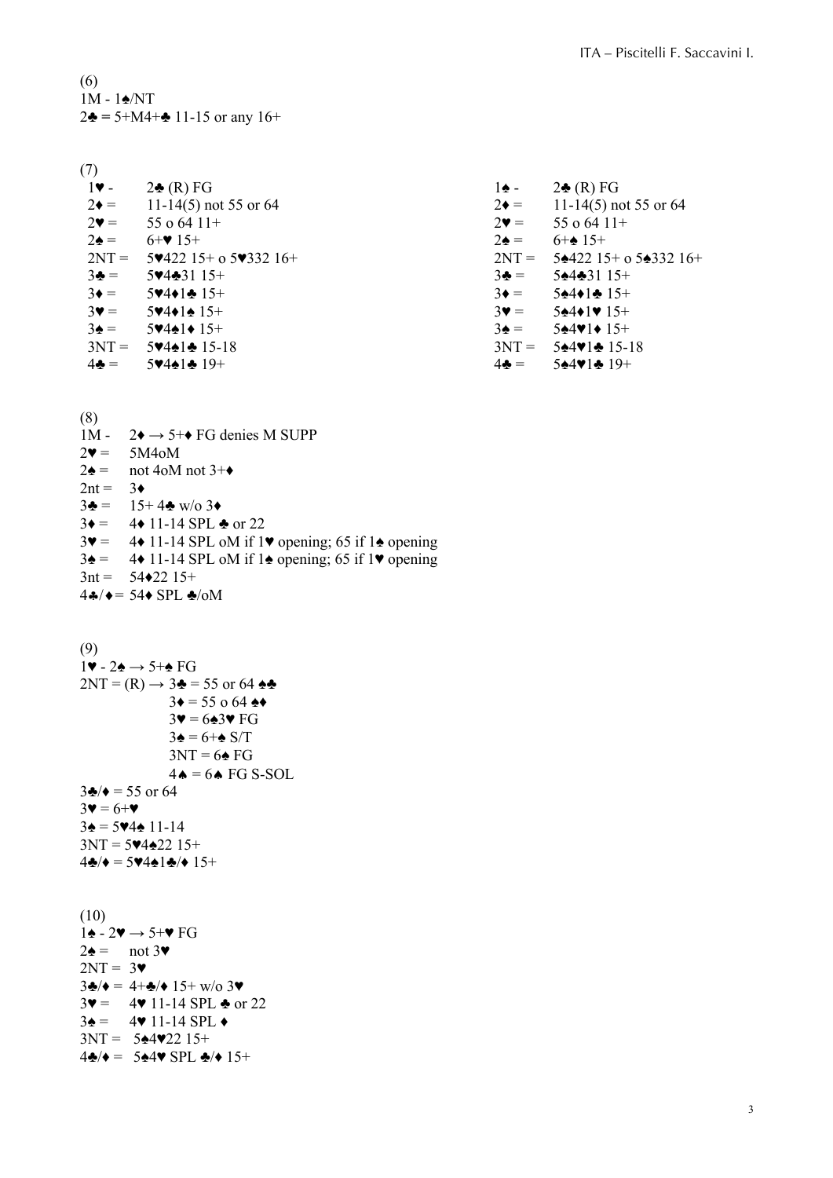(6)
1M - 1♠/NT
2♣ = 5+M4+♣ 11-15 or any 16+

(7)

| 1♥ - | 2♣ (R) FG |
|---|---|
| 2♦ = | 11-14(5) not 55 or 64 |
| 2♥ = | 55 o 64 11+ |
| 2♠ = | 6+♥ 15+ |
| 2NT = | 5♥422 15+ o 5♥332 16+ |
| 3♣ = | 5♥4♣31 15+ |
| 3♦ = | 5♥4♦1♣ 15+ |
| 3♥ = | 5♥4♦1♠ 15+ |
| 3♠ = | 5♥4♠1♦ 15+ |
| 3NT = | 5♥4♠1♣ 15-18 |
| 4♣ = | 5♥4♠1♣ 19+ |

| 1♠ - | 2♣ (R) FG |
|---|---|
| 2♦ = | 11-14(5) not 55 or 64 |
| 2♥ = | 55 o 64 11+ |
| 2♠ = | 6+♠ 15+ |
| 2NT = | 5♠422 15+ o 5♠332 16+ |
| 3♣ = | 5♠4♣31 15+ |
| 3♦ = | 5♠4♦1♣ 15+ |
| 3♥ = | 5♠4♦1♥ 15+ |
| 3♠ = | 5♠4♥1♦ 15+ |
| 3NT = | 5♠4♥1♣ 15-18 |
| 4♣ = | 5♠4♥1♣ 19+ |

(8)
1M - 2♦ → 5+♦ FG denies M SUPP
2♥ = 5M4oM
2♠ = not 4oM not 3+♦
2nt = 3♦
3♣ = 15+ 4♣ w/o 3♦
3♦ = 4♦ 11-14 SPL ♣ or 22
3♥ = 4♦ 11-14 SPL oM if 1♥ opening; 65 if 1♠ opening
3♠ = 4♦ 11-14 SPL oM if 1♠ opening; 65 if 1♥ opening
3nt = 54♦22 15+
4♣/♦= 54♦ SPL ♣/oM

(9)
1♥ - 2♠ → 5+♠ FG
2NT = (R) → 3♣ = 55 or 64 ♠♣
3♦ = 55 o 64 ♠♦
3♥ = 6♠3♥ FG
3♠ = 6+♠ S/T
3NT = 6♠ FG
4♠ = 6♠ FG S-SOL
3♣/♦ = 55 or 64
3♥ = 6+♥
3♠ = 5♥4♠ 11-14
3NT = 5♥4♠22 15+
4♣/♦ = 5♥4♠1♣/♦ 15+

(10)
1♠ - 2♥ → 5+♥ FG
2♠ = not 3♥
2NT = 3♥
3♣/♦ = 4+♣/♦ 15+ w/o 3♥
3♥ = 4♥ 11-14 SPL ♣ or 22
3♠ = 4♥ 11-14 SPL ♦
3NT = 5♠4♥22 15+
4♣/♦ = 5♠4♥ SPL ♣/♦ 15+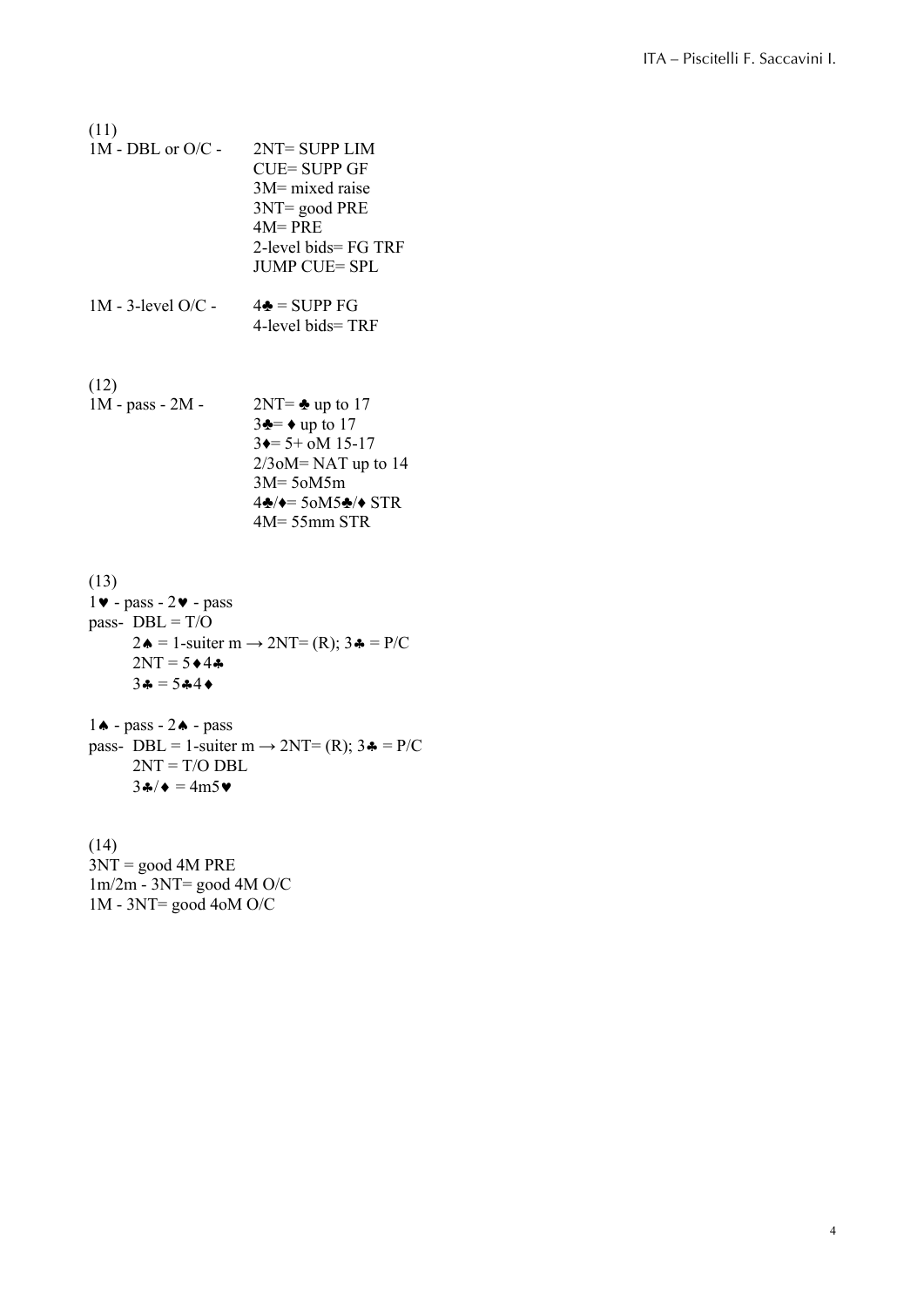(11)

1M - DBL or O/C -
- 2NT= SUPP LIM
- CUE= SUPP GF
- 3M= mixed raise
- 3NT= good PRE
- 4M= PRE
- 2-level bids= FG TRF
- JUMP CUE= SPL

1M - 3-level O/C -
- 4♣ = SUPP FG
- 4-level bids= TRF

(12)

1M - pass - 2M -
- 2NT= ♣ up to 17
- 3♣= ♦ up to 17
- 3♦= 5+ oM 15-17
- 2/3oM= NAT up to 14
- 3M= 5oM5m
- 4♣/♦= 5oM5♣/♦ STR
- 4M= 55mm STR

(13)

1♥ - pass - 2♥ - pass

pass-
- DBL = T/O
- 2♠ = 1-suiter m → 2NT= (R); 3♣ = P/C
- 2NT = 5♦4♣
- 3♣ = 5♣4♦

1♠ - pass - 2♠ - pass

pass-
- DBL = 1-suiter m → 2NT= (R); 3♣ = P/C
- 2NT = T/O DBL
- 3♣/♦ = 4m5♥

(14)

3NT = good 4M PRE

1m/2m - 3NT= good 4M O/C

1M - 3NT= good 4oM O/C